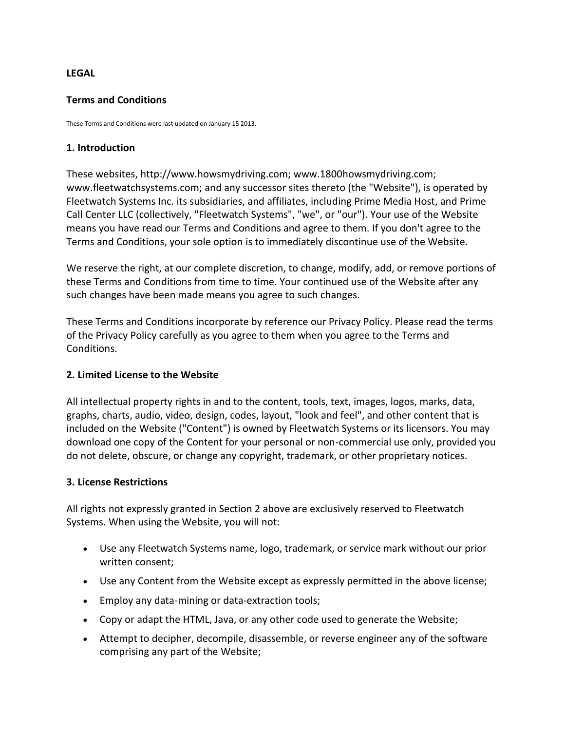**LEGAL**

**Terms and Conditions**

These Terms and Conditions were last updated on January 15 2013.

**1. Introduction**

These websites, http://www.howsmydriving.com; www.1800howsmydriving.com; www.fleetwatchsystems.com; and any successor sites thereto (the "Website"), is operated by Fleetwatch Systems Inc. its subsidiaries, and affiliates, including Prime Media Host, and Prime Call Center LLC (collectively, "Fleetwatch Systems", "we", or "our"). Your use of the Website means you have read our Terms and Conditions and agree to them. If you don't agree to the Terms and Conditions, your sole option is to immediately discontinue use of the Website.

We reserve the right, at our complete discretion, to change, modify, add, or remove portions of these Terms and Conditions from time to time. Your continued use of the Website after any such changes have been made means you agree to such changes.

These Terms and Conditions incorporate by reference our Privacy Policy. Please read the terms of the Privacy Policy carefully as you agree to them when you agree to the Terms and Conditions.

**2. Limited License to the Website**

All intellectual property rights in and to the content, tools, text, images, logos, marks, data, graphs, charts, audio, video, design, codes, layout, "look and feel", and other content that is included on the Website ("Content") is owned by Fleetwatch Systems or its licensors. You may download one copy of the Content for your personal or non-commercial use only, provided you do not delete, obscure, or change any copyright, trademark, or other proprietary notices.

**3. License Restrictions**

All rights not expressly granted in Section 2 above are exclusively reserved to Fleetwatch Systems. When using the Website, you will not:

- Use any Fleetwatch Systems name, logo, trademark, or service mark without our prior written consent;
- Use any Content from the Website except as expressly permitted in the above license;
- Employ any data-mining or data-extraction tools;
- Copy or adapt the HTML, Java, or any other code used to generate the Website;
- Attempt to decipher, decompile, disassemble, or reverse engineer any of the software comprising any part of the Website;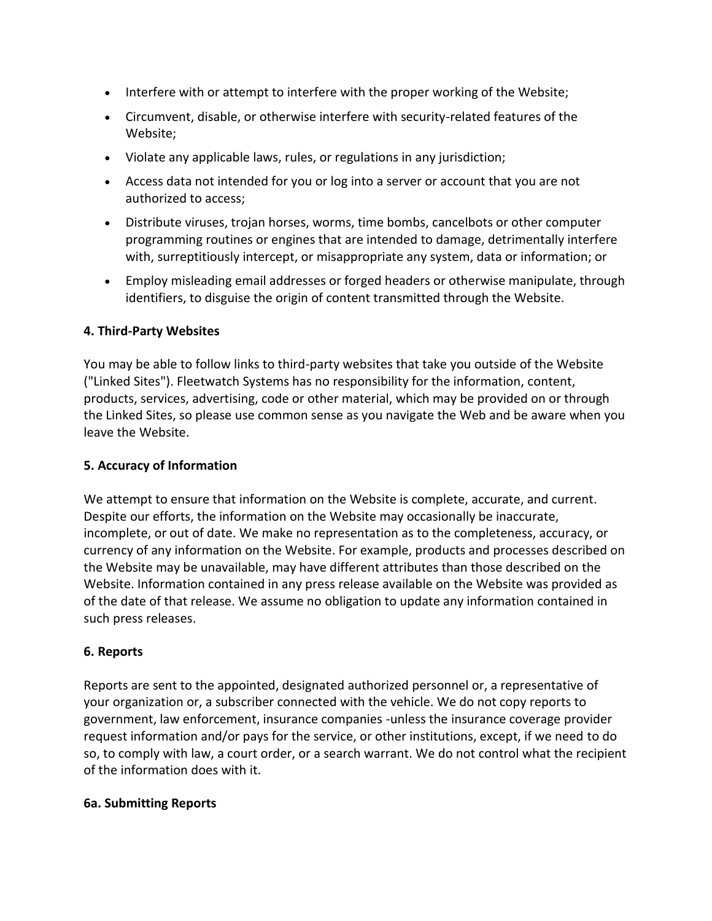- Interfere with or attempt to interfere with the proper working of the Website;
- Circumvent, disable, or otherwise interfere with security-related features of the Website;
- Violate any applicable laws, rules, or regulations in any jurisdiction;
- Access data not intended for you or log into a server or account that you are not authorized to access;
- Distribute viruses, trojan horses, worms, time bombs, cancelbots or other computer programming routines or engines that are intended to damage, detrimentally interfere with, surreptitiously intercept, or misappropriate any system, data or information; or
- Employ misleading email addresses or forged headers or otherwise manipulate, through identifiers, to disguise the origin of content transmitted through the Website.

**4. Third-Party Websites**

You may be able to follow links to third-party websites that take you outside of the Website ("Linked Sites"). Fleetwatch Systems has no responsibility for the information, content, products, services, advertising, code or other material, which may be provided on or through the Linked Sites, so please use common sense as you navigate the Web and be aware when you leave the Website.

**5. Accuracy of Information**

We attempt to ensure that information on the Website is complete, accurate, and current. Despite our efforts, the information on the Website may occasionally be inaccurate, incomplete, or out of date. We make no representation as to the completeness, accuracy, or currency of any information on the Website. For example, products and processes described on the Website may be unavailable, may have different attributes than those described on the Website. Information contained in any press release available on the Website was provided as of the date of that release. We assume no obligation to update any information contained in such press releases.

**6. Reports**

Reports are sent to the appointed, designated authorized personnel or, a representative of your organization or, a subscriber connected with the vehicle. We do not copy reports to government, law enforcement, insurance companies -unless the insurance coverage provider request information and/or pays for the service, or other institutions, except, if we need to do so, to comply with law, a court order, or a search warrant. We do not control what the recipient of the information does with it.

**6a. Submitting Reports**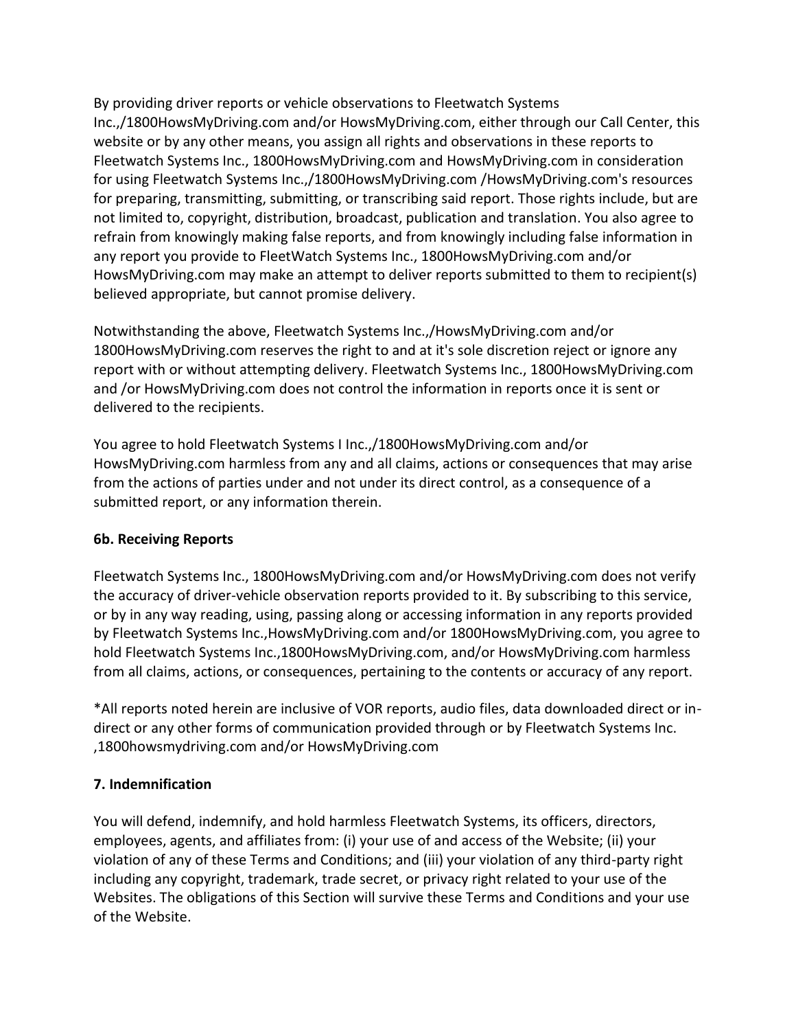By providing driver reports or vehicle observations to Fleetwatch Systems Inc.,/1800HowsMyDriving.com and/or HowsMyDriving.com, either through our Call Center, this website or by any other means, you assign all rights and observations in these reports to Fleetwatch Systems Inc., 1800HowsMyDriving.com and HowsMyDriving.com in consideration for using Fleetwatch Systems Inc.,/1800HowsMyDriving.com /HowsMyDriving.com's resources for preparing, transmitting, submitting, or transcribing said report. Those rights include, but are not limited to, copyright, distribution, broadcast, publication and translation. You also agree to refrain from knowingly making false reports, and from knowingly including false information in any report you provide to FleetWatch Systems Inc., 1800HowsMyDriving.com and/or HowsMyDriving.com may make an attempt to deliver reports submitted to them to recipient(s) believed appropriate, but cannot promise delivery.

Notwithstanding the above, Fleetwatch Systems Inc.,/HowsMyDriving.com and/or 1800HowsMyDriving.com reserves the right to and at it's sole discretion reject or ignore any report with or without attempting delivery. Fleetwatch Systems Inc., 1800HowsMyDriving.com and /or HowsMyDriving.com does not control the information in reports once it is sent or delivered to the recipients.

You agree to hold Fleetwatch Systems I Inc.,/1800HowsMyDriving.com and/or HowsMyDriving.com harmless from any and all claims, actions or consequences that may arise from the actions of parties under and not under its direct control, as a consequence of a submitted report, or any information therein.

**6b. Receiving Reports**

Fleetwatch Systems Inc., 1800HowsMyDriving.com and/or HowsMyDriving.com does not verify the accuracy of driver-vehicle observation reports provided to it. By subscribing to this service, or by in any way reading, using, passing along or accessing information in any reports provided by Fleetwatch Systems Inc.,HowsMyDriving.com and/or 1800HowsMyDriving.com, you agree to hold Fleetwatch Systems Inc.,1800HowsMyDriving.com, and/or HowsMyDriving.com harmless from all claims, actions, or consequences, pertaining to the contents or accuracy of any report.

*All reports noted herein are inclusive of VOR reports, audio files, data downloaded direct or in-direct or any other forms of communication provided through or by Fleetwatch Systems Inc. ,1800howsmydriving.com and/or HowsMyDriving.com

**7. Indemnification**

You will defend, indemnify, and hold harmless Fleetwatch Systems, its officers, directors, employees, agents, and affiliates from: (i) your use of and access of the Website; (ii) your violation of any of these Terms and Conditions; and (iii) your violation of any third-party right including any copyright, trademark, trade secret, or privacy right related to your use of the Websites. The obligations of this Section will survive these Terms and Conditions and your use of the Website.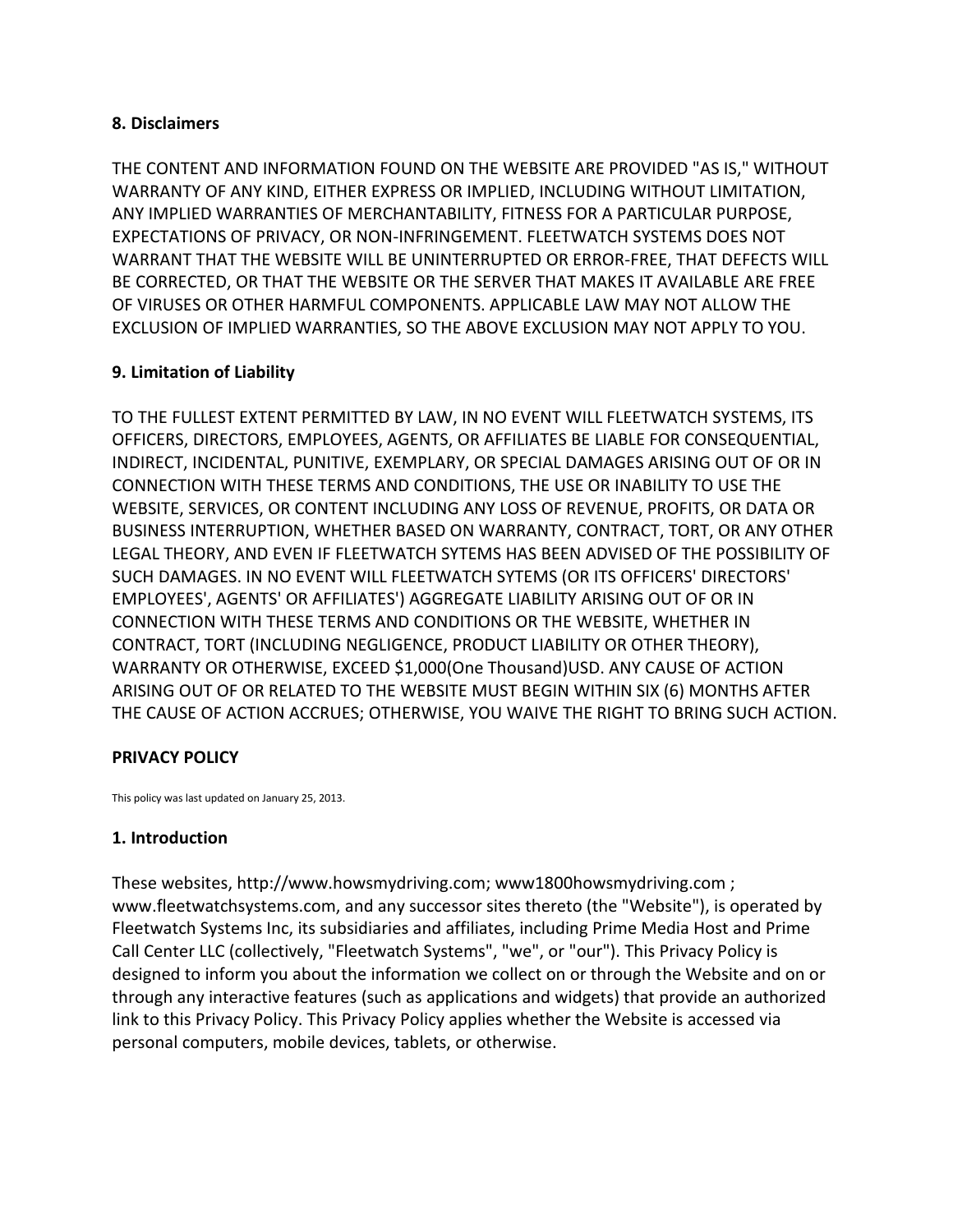### 8. Disclaimers

THE CONTENT AND INFORMATION FOUND ON THE WEBSITE ARE PROVIDED "AS IS," WITHOUT WARRANTY OF ANY KIND, EITHER EXPRESS OR IMPLIED, INCLUDING WITHOUT LIMITATION, ANY IMPLIED WARRANTIES OF MERCHANTABILITY, FITNESS FOR A PARTICULAR PURPOSE, EXPECTATIONS OF PRIVACY, OR NON-INFRINGEMENT. FLEETWATCH SYSTEMS DOES NOT WARRANT THAT THE WEBSITE WILL BE UNINTERRUPTED OR ERROR-FREE, THAT DEFECTS WILL BE CORRECTED, OR THAT THE WEBSITE OR THE SERVER THAT MAKES IT AVAILABLE ARE FREE OF VIRUSES OR OTHER HARMFUL COMPONENTS. APPLICABLE LAW MAY NOT ALLOW THE EXCLUSION OF IMPLIED WARRANTIES, SO THE ABOVE EXCLUSION MAY NOT APPLY TO YOU.

### 9. Limitation of Liability

TO THE FULLEST EXTENT PERMITTED BY LAW, IN NO EVENT WILL FLEETWATCH SYSTEMS, ITS OFFICERS, DIRECTORS, EMPLOYEES, AGENTS, OR AFFILIATES BE LIABLE FOR CONSEQUENTIAL, INDIRECT, INCIDENTAL, PUNITIVE, EXEMPLARY, OR SPECIAL DAMAGES ARISING OUT OF OR IN CONNECTION WITH THESE TERMS AND CONDITIONS, THE USE OR INABILITY TO USE THE WEBSITE, SERVICES, OR CONTENT INCLUDING ANY LOSS OF REVENUE, PROFITS, OR DATA OR BUSINESS INTERRUPTION, WHETHER BASED ON WARRANTY, CONTRACT, TORT, OR ANY OTHER LEGAL THEORY, AND EVEN IF FLEETWATCH SYTEMS HAS BEEN ADVISED OF THE POSSIBILITY OF SUCH DAMAGES. IN NO EVENT WILL FLEETWATCH SYTEMS (OR ITS OFFICERS' DIRECTORS' EMPLOYEES', AGENTS' OR AFFILIATES') AGGREGATE LIABILITY ARISING OUT OF OR IN CONNECTION WITH THESE TERMS AND CONDITIONS OR THE WEBSITE, WHETHER IN CONTRACT, TORT (INCLUDING NEGLIGENCE, PRODUCT LIABILITY OR OTHER THEORY), WARRANTY OR OTHERWISE, EXCEED $1,000(One Thousand)USD. ANY CAUSE OF ACTION ARISING OUT OF OR RELATED TO THE WEBSITE MUST BEGIN WITHIN SIX (6) MONTHS AFTER THE CAUSE OF ACTION ACCRUES; OTHERWISE, YOU WAIVE THE RIGHT TO BRING SUCH ACTION.

## PRIVACY POLICY

This policy was last updated on January 25, 2013.

### 1. Introduction

These websites, http://www.howsmydriving.com; www1800howsmydriving.com ; www.fleetwatchsystems.com, and any successor sites thereto (the "Website"), is operated by Fleetwatch Systems Inc, its subsidiaries and affiliates, including Prime Media Host and Prime Call Center LLC (collectively, "Fleetwatch Systems", "we", or "our"). This Privacy Policy is designed to inform you about the information we collect on or through the Website and on or through any interactive features (such as applications and widgets) that provide an authorized link to this Privacy Policy. This Privacy Policy applies whether the Website is accessed via personal computers, mobile devices, tablets, or otherwise.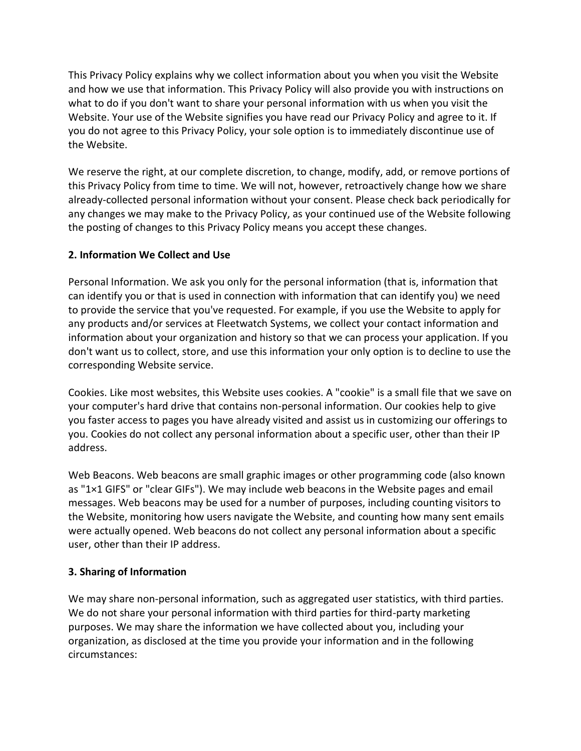This Privacy Policy explains why we collect information about you when you visit the Website and how we use that information. This Privacy Policy will also provide you with instructions on what to do if you don't want to share your personal information with us when you visit the Website. Your use of the Website signifies you have read our Privacy Policy and agree to it. If you do not agree to this Privacy Policy, your sole option is to immediately discontinue use of the Website.

We reserve the right, at our complete discretion, to change, modify, add, or remove portions of this Privacy Policy from time to time. We will not, however, retroactively change how we share already-collected personal information without your consent. Please check back periodically for any changes we may make to the Privacy Policy, as your continued use of the Website following the posting of changes to this Privacy Policy means you accept these changes.

**2. Information We Collect and Use**

Personal Information. We ask you only for the personal information (that is, information that can identify you or that is used in connection with information that can identify you) we need to provide the service that you've requested. For example, if you use the Website to apply for any products and/or services at Fleetwatch Systems, we collect your contact information and information about your organization and history so that we can process your application. If you don't want us to collect, store, and use this information your only option is to decline to use the corresponding Website service.

Cookies. Like most websites, this Website uses cookies. A "cookie" is a small file that we save on your computer's hard drive that contains non-personal information. Our cookies help to give you faster access to pages you have already visited and assist us in customizing our offerings to you. Cookies do not collect any personal information about a specific user, other than their IP address.

Web Beacons. Web beacons are small graphic images or other programming code (also known as "1×1 GIFS" or "clear GIFs"). We may include web beacons in the Website pages and email messages. Web beacons may be used for a number of purposes, including counting visitors to the Website, monitoring how users navigate the Website, and counting how many sent emails were actually opened. Web beacons do not collect any personal information about a specific user, other than their IP address.

**3. Sharing of Information**

We may share non-personal information, such as aggregated user statistics, with third parties. We do not share your personal information with third parties for third-party marketing purposes. We may share the information we have collected about you, including your organization, as disclosed at the time you provide your information and in the following circumstances: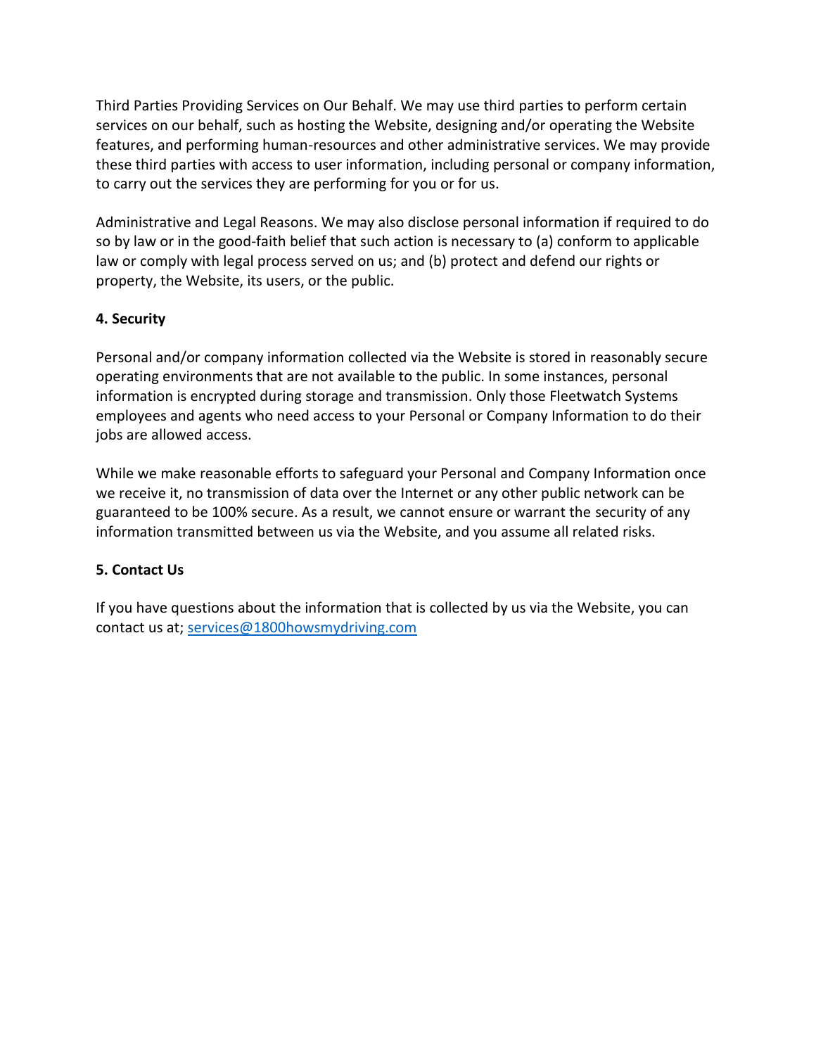Third Parties Providing Services on Our Behalf. We may use third parties to perform certain services on our behalf, such as hosting the Website, designing and/or operating the Website features, and performing human-resources and other administrative services. We may provide these third parties with access to user information, including personal or company information, to carry out the services they are performing for you or for us.

Administrative and Legal Reasons. We may also disclose personal information if required to do so by law or in the good-faith belief that such action is necessary to (a) conform to applicable law or comply with legal process served on us; and (b) protect and defend our rights or property, the Website, its users, or the public.

**4. Security**

Personal and/or company information collected via the Website is stored in reasonably secure operating environments that are not available to the public. In some instances, personal information is encrypted during storage and transmission. Only those Fleetwatch Systems employees and agents who need access to your Personal or Company Information to do their jobs are allowed access.

While we make reasonable efforts to safeguard your Personal and Company Information once we receive it, no transmission of data over the Internet or any other public network can be guaranteed to be 100% secure. As a result, we cannot ensure or warrant the security of any information transmitted between us via the Website, and you assume all related risks.

**5. Contact Us**

If you have questions about the information that is collected by us via the Website, you can contact us at; services@1800howsmydriving.com